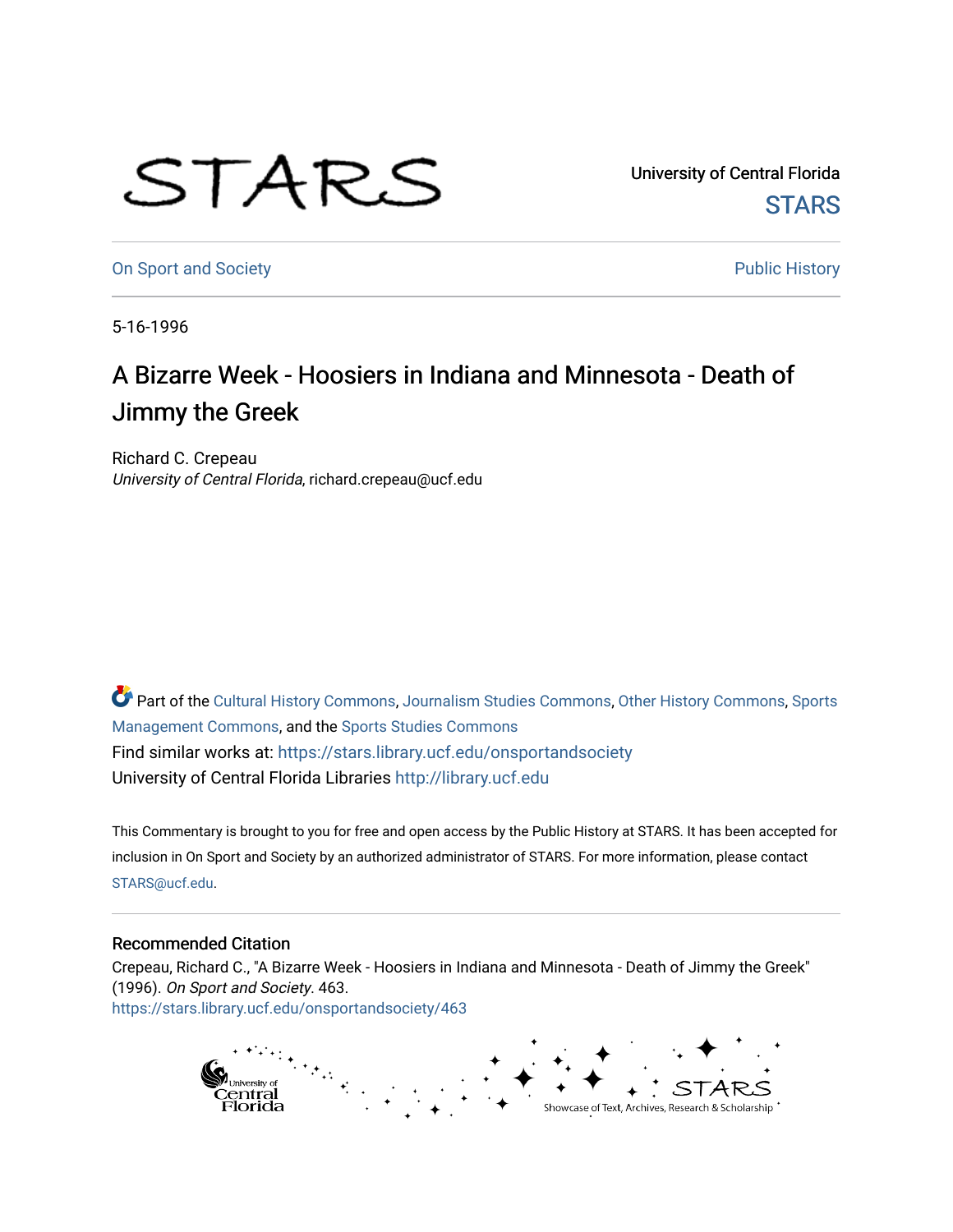University of Central Florida

STARS

On Sport and Society

Public History

5-16-1996

# A Bizarre Week - Hoosiers in Indiana and Minnesota - Death of Jimmy the Greek

Richard C. Crepeau
*University of Central Florida*, richard.crepeau@ucf.edu

Part of the Cultural History Commons, Journalism Studies Commons, Other History Commons, Sports Management Commons, and the Sports Studies Commons

Find similar works at: https://stars.library.ucf.edu/onsportandsociety

University of Central Florida Libraries http://library.ucf.edu

This Commentary is brought to you for free and open access by the Public History at STARS. It has been accepted for inclusion in On Sport and Society by an authorized administrator of STARS. For more information, please contact STARS@ucf.edu.

## Recommended Citation

Crepeau, Richard C., "A Bizarre Week - Hoosiers in Indiana and Minnesota - Death of Jimmy the Greek" (1996). *On Sport and Society*. 463.
https://stars.library.ucf.edu/onsportandsociety/463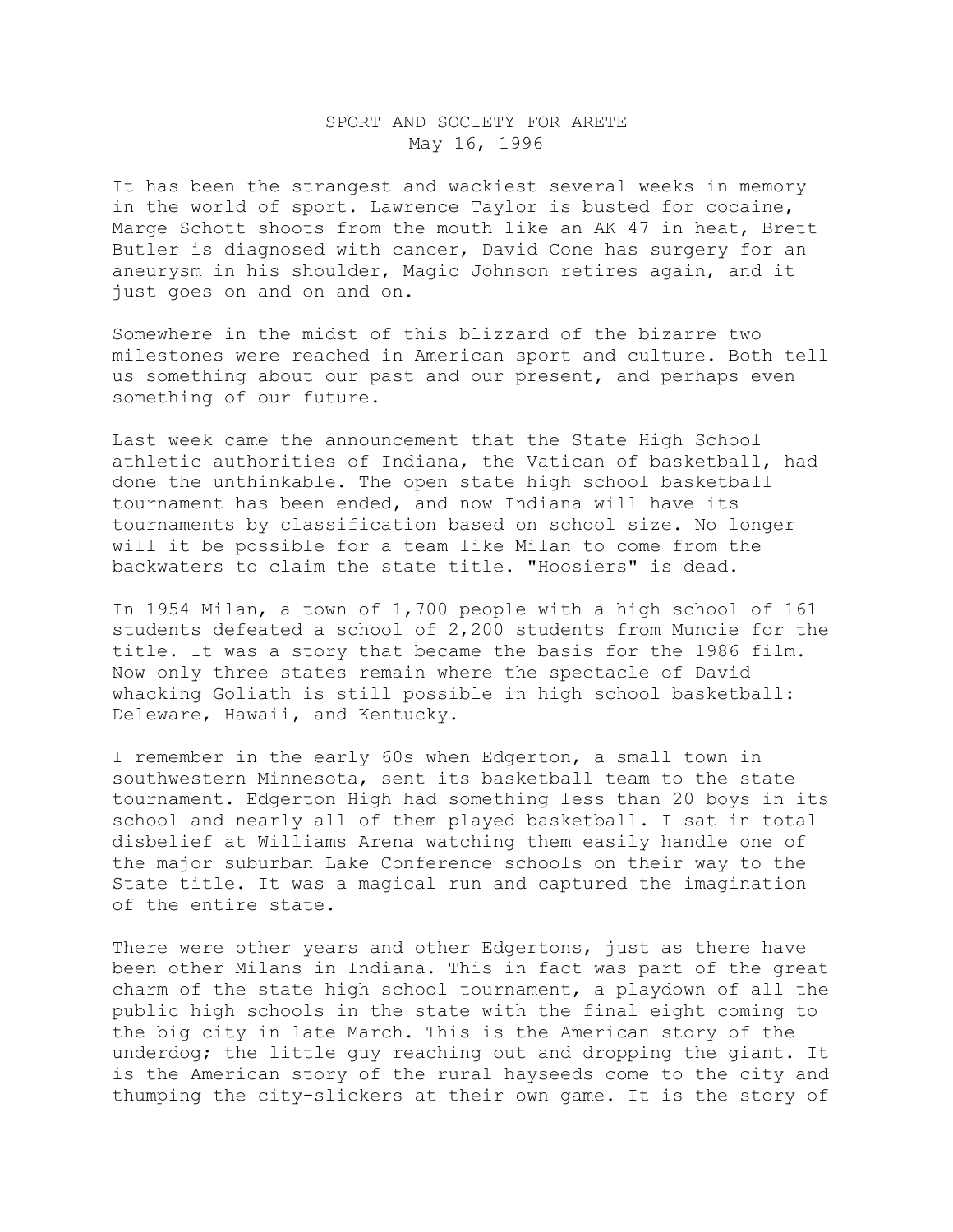SPORT AND SOCIETY FOR ARETE
May 16, 1996

It has been the strangest and wackiest several weeks in memory in the world of sport. Lawrence Taylor is busted for cocaine, Marge Schott shoots from the mouth like an AK 47 in heat, Brett Butler is diagnosed with cancer, David Cone has surgery for an aneurysm in his shoulder, Magic Johnson retires again, and it just goes on and on and on.

Somewhere in the midst of this blizzard of the bizarre two milestones were reached in American sport and culture. Both tell us something about our past and our present, and perhaps even something of our future.

Last week came the announcement that the State High School athletic authorities of Indiana, the Vatican of basketball, had done the unthinkable. The open state high school basketball tournament has been ended, and now Indiana will have its tournaments by classification based on school size. No longer will it be possible for a team like Milan to come from the backwaters to claim the state title. "Hoosiers" is dead.

In 1954 Milan, a town of 1,700 people with a high school of 161 students defeated a school of 2,200 students from Muncie for the title. It was a story that became the basis for the 1986 film. Now only three states remain where the spectacle of David whacking Goliath is still possible in high school basketball: Deleware, Hawaii, and Kentucky.

I remember in the early 60s when Edgerton, a small town in southwestern Minnesota, sent its basketball team to the state tournament. Edgerton High had something less than 20 boys in its school and nearly all of them played basketball. I sat in total disbelief at Williams Arena watching them easily handle one of the major suburban Lake Conference schools on their way to the State title. It was a magical run and captured the imagination of the entire state.

There were other years and other Edgertons, just as there have been other Milans in Indiana. This in fact was part of the great charm of the state high school tournament, a playdown of all the public high schools in the state with the final eight coming to the big city in late March. This is the American story of the underdog; the little guy reaching out and dropping the giant. It is the American story of the rural hayseeds come to the city and thumping the city-slickers at their own game. It is the story of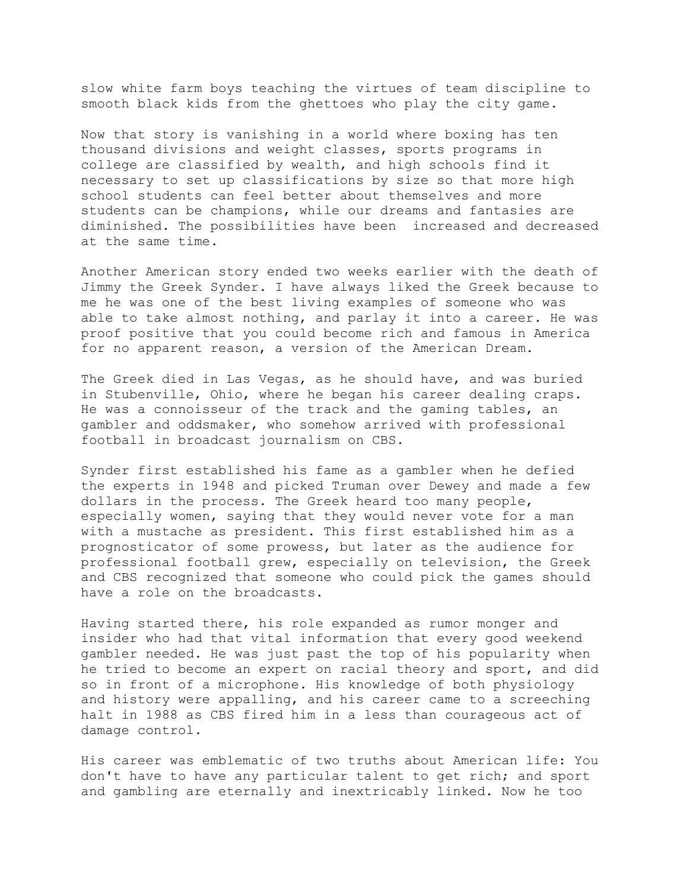slow white farm boys teaching the virtues of team discipline to smooth black kids from the ghettoes who play the city game.

Now that story is vanishing in a world where boxing has ten thousand divisions and weight classes, sports programs in college are classified by wealth, and high schools find it necessary to set up classifications by size so that more high school students can feel better about themselves and more students can be champions, while our dreams and fantasies are diminished. The possibilities have been increased and decreased at the same time.

Another American story ended two weeks earlier with the death of Jimmy the Greek Synder. I have always liked the Greek because to me he was one of the best living examples of someone who was able to take almost nothing, and parlay it into a career. He was proof positive that you could become rich and famous in America for no apparent reason, a version of the American Dream.

The Greek died in Las Vegas, as he should have, and was buried in Stubenville, Ohio, where he began his career dealing craps. He was a connoisseur of the track and the gaming tables, an gambler and oddsmaker, who somehow arrived with professional football in broadcast journalism on CBS.

Synder first established his fame as a gambler when he defied the experts in 1948 and picked Truman over Dewey and made a few dollars in the process. The Greek heard too many people, especially women, saying that they would never vote for a man with a mustache as president. This first established him as a prognosticator of some prowess, but later as the audience for professional football grew, especially on television, the Greek and CBS recognized that someone who could pick the games should have a role on the broadcasts.

Having started there, his role expanded as rumor monger and insider who had that vital information that every good weekend gambler needed. He was just past the top of his popularity when he tried to become an expert on racial theory and sport, and did so in front of a microphone. His knowledge of both physiology and history were appalling, and his career came to a screeching halt in 1988 as CBS fired him in a less than courageous act of damage control.

His career was emblematic of two truths about American life: You don't have to have any particular talent to get rich; and sport and gambling are eternally and inextricably linked. Now he too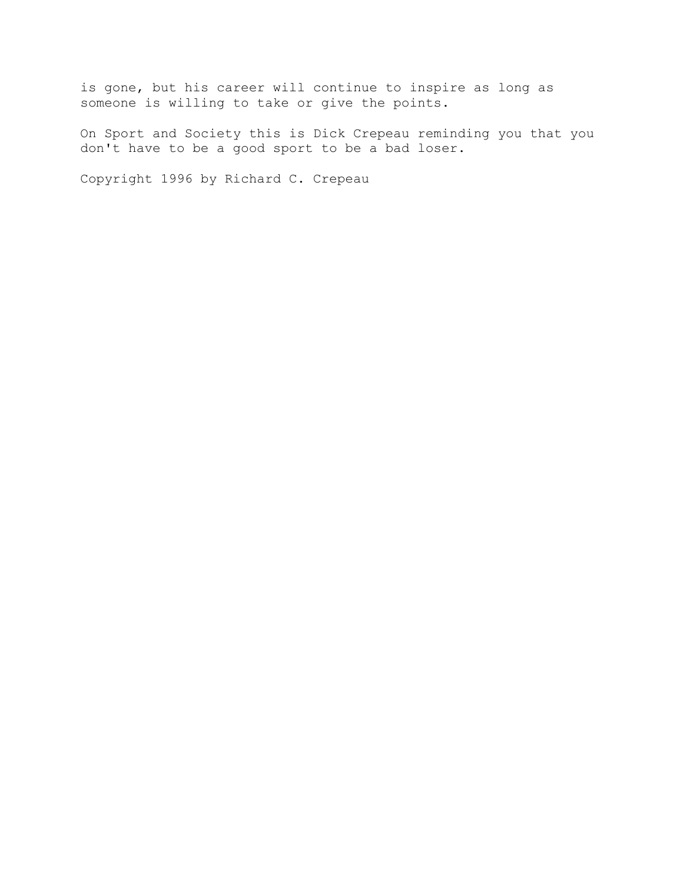is gone, but his career will continue to inspire as long as someone is willing to take or give the points.

On Sport and Society this is Dick Crepeau reminding you that you don't have to be a good sport to be a bad loser.

Copyright 1996 by Richard C. Crepeau